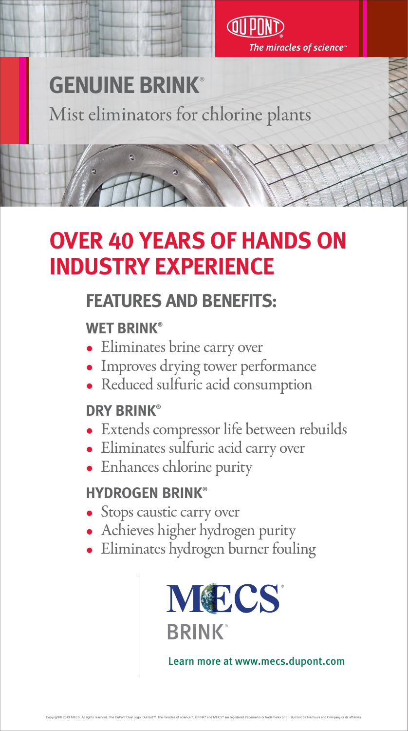DuPont

*The miracles of science™*

# GENUINE BRINK®

Mist eliminators for chlorine plants

## OVER 40 YEARS OF HANDS ON INDUSTRY EXPERIENCE

## FEATURES AND BENEFITS:

### WET BRINK®

- Eliminates brine carry over
- Improves drying tower performance
- Reduced sulfuric acid consumption

### DRY BRINK®

- Extends compressor life between rebuilds
- Eliminates sulfuric acid carry over
- Enhances chlorine purity

### HYDROGEN BRINK®

- Stops caustic carry over
- Achieves higher hydrogen purity
- Eliminates hydrogen burner fouling

MECS®

BRINK®

Learn more at www.mecs.dupont.com

Copyright© 2013 MECS. All rights reserved. The DuPont Oval Logo, DuPont™, The miracles of science™, BRINK® and MECS® are registered trademarks or trademarks of E.I. du Pont de Nemours and Company or its affiliates.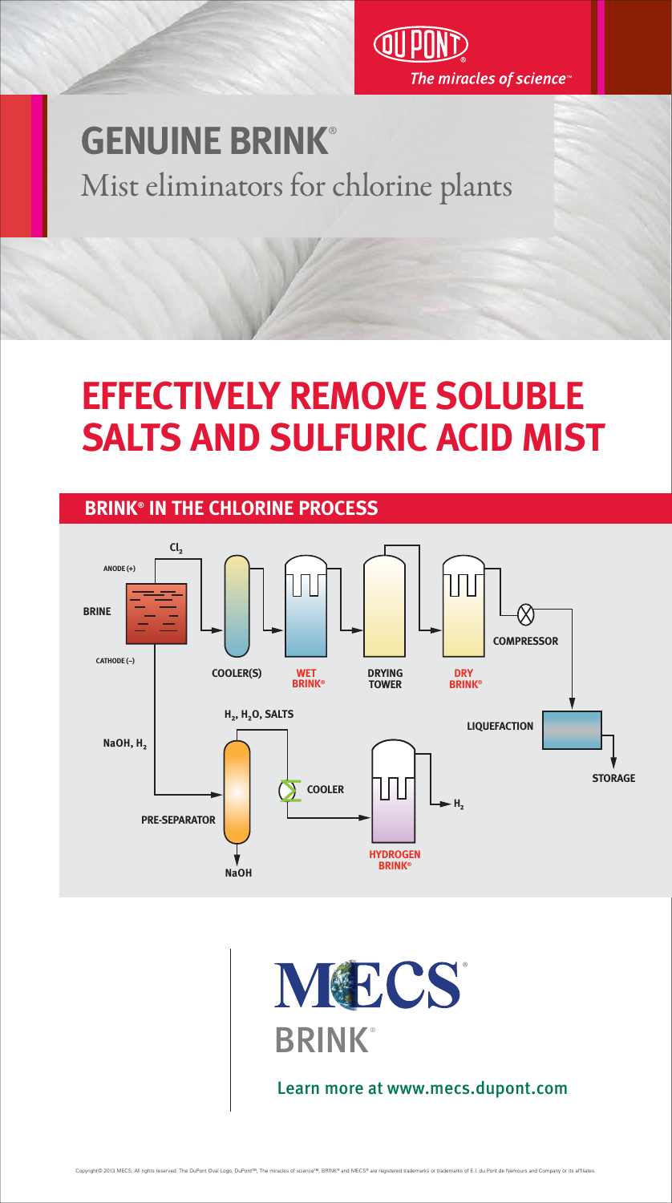The miracles of science™

# GENUINE BRINK®

Mist eliminators for chlorine plants

# EFFECTIVELY REMOVE SOLUBLE SALTS AND SULFURIC ACID MIST

## BRINK® IN THE CHLORINE PROCESS

$Cl_2$

ANODE (+)

BRINE

CATHODE (–)

COOLER(S)

WET BRINK®

DRYING TOWER

DRY BRINK®

COMPRESSOR

$H_2$, $H_2O$, SALTS

LIQUEFACTION

$NaOH$, $H_2$

COOLER

$H_2$

STORAGE

PRE-SEPARATOR

HYDROGEN BRINK®

$NaOH$

MECS®

BRINK®

Learn more at www.mecs.dupont.com

Copyright© 2013 MECS. All rights reserved. The DuPont Oval Logo, DuPont™, The miracles of science™, BRINK® and MECS® are registered trademarks or trademarks of E.I. du Pont de Nemours and Company or its affiliates.